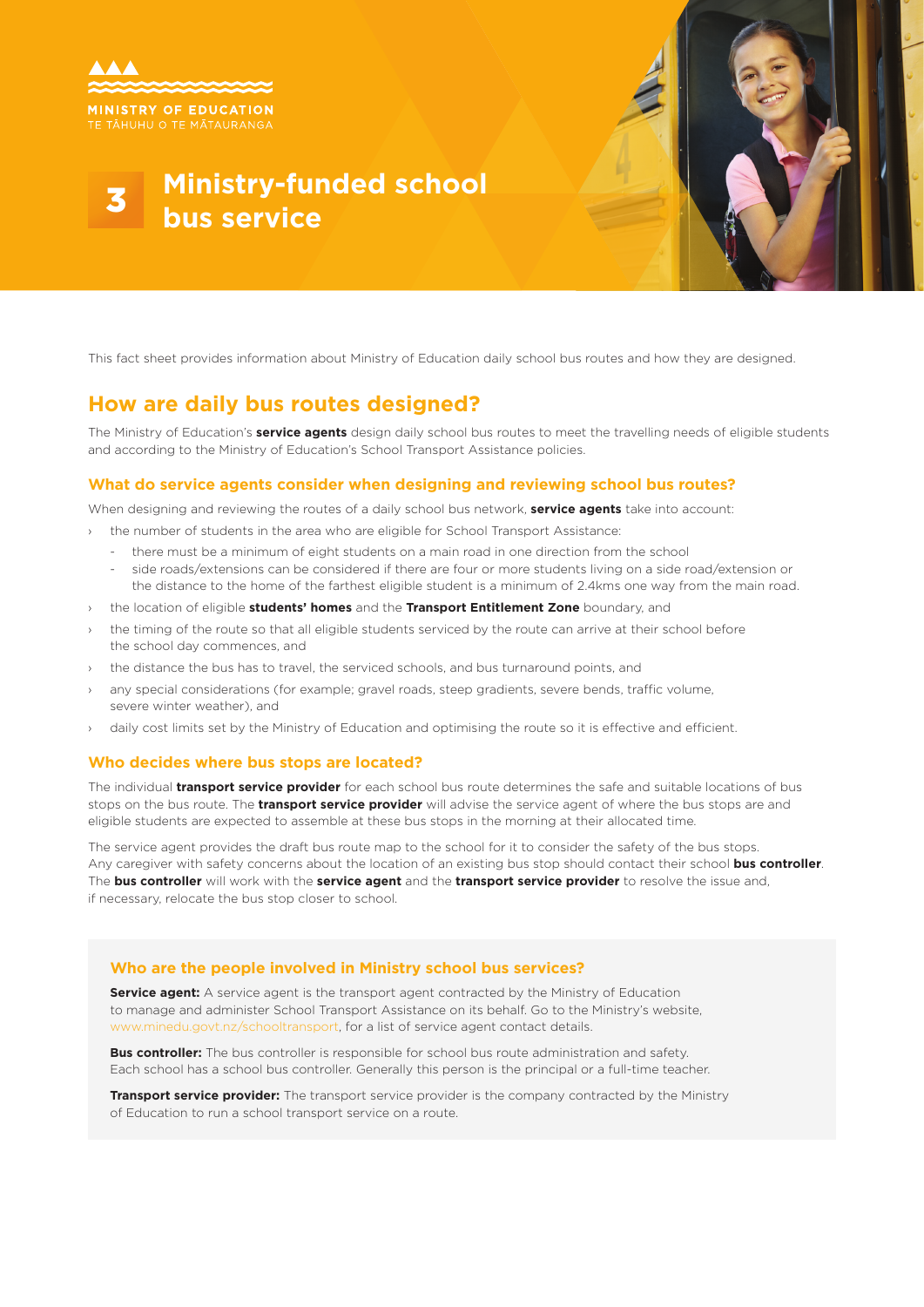MINISTRY OF EDUCATION
TE TĀHUHU O TE MĀTAURANGA

# 3 Ministry-funded school bus service

This fact sheet provides information about Ministry of Education daily school bus routes and how they are designed.

## How are daily bus routes designed?

The Ministry of Education's **service agents** design daily school bus routes to meet the travelling needs of eligible students and according to the Ministry of Education's School Transport Assistance policies.

### What do service agents consider when designing and reviewing school bus routes?

When designing and reviewing the routes of a daily school bus network, **service agents** take into account:

- the number of students in the area who are eligible for School Transport Assistance:
  - there must be a minimum of eight students on a main road in one direction from the school
  - side roads/extensions can be considered if there are four or more students living on a side road/extension or the distance to the home of the farthest eligible student is a minimum of 2.4kms one way from the main road.
- the location of eligible **students' homes** and the **Transport Entitlement Zone** boundary, and
- the timing of the route so that all eligible students serviced by the route can arrive at their school before the school day commences, and
- the distance the bus has to travel, the serviced schools, and bus turnaround points, and
- any special considerations (for example; gravel roads, steep gradients, severe bends, traffic volume, severe winter weather), and
- daily cost limits set by the Ministry of Education and optimising the route so it is effective and efficient.

### Who decides where bus stops are located?

The individual **transport service provider** for each school bus route determines the safe and suitable locations of bus stops on the bus route. The **transport service provider** will advise the service agent of where the bus stops are and eligible students are expected to assemble at these bus stops in the morning at their allocated time.

The service agent provides the draft bus route map to the school for it to consider the safety of the bus stops. Any caregiver with safety concerns about the location of an existing bus stop should contact their school **bus controller**. The **bus controller** will work with the **service agent** and the **transport service provider** to resolve the issue and, if necessary, relocate the bus stop closer to school.

### Who are the people involved in Ministry school bus services?

**Service agent:** A service agent is the transport agent contracted by the Ministry of Education to manage and administer School Transport Assistance on its behalf. Go to the Ministry's website, www.minedu.govt.nz/schooltransport, for a list of service agent contact details.

**Bus controller:** The bus controller is responsible for school bus route administration and safety. Each school has a school bus controller. Generally this person is the principal or a full-time teacher.

**Transport service provider:** The transport service provider is the company contracted by the Ministry of Education to run a school transport service on a route.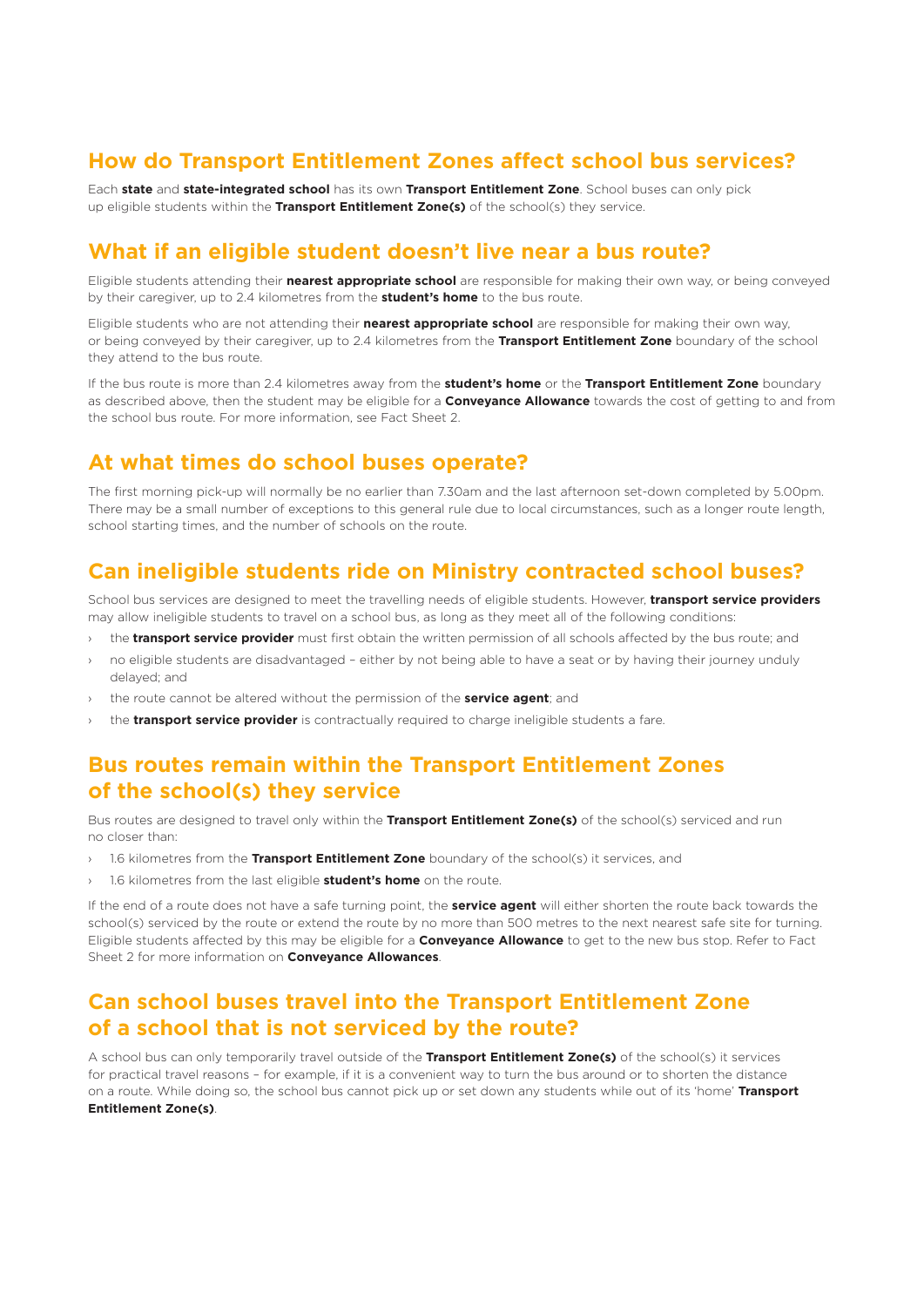## How do Transport Entitlement Zones affect school bus services?

Each **state** and **state-integrated school** has its own **Transport Entitlement Zone**. School buses can only pick up eligible students within the **Transport Entitlement Zone(s)** of the school(s) they service.

## What if an eligible student doesn't live near a bus route?

Eligible students attending their **nearest appropriate school** are responsible for making their own way, or being conveyed by their caregiver, up to 2.4 kilometres from the **student's home** to the bus route.

Eligible students who are not attending their **nearest appropriate school** are responsible for making their own way, or being conveyed by their caregiver, up to 2.4 kilometres from the **Transport Entitlement Zone** boundary of the school they attend to the bus route.

If the bus route is more than 2.4 kilometres away from the **student's home** or the **Transport Entitlement Zone** boundary as described above, then the student may be eligible for a **Conveyance Allowance** towards the cost of getting to and from the school bus route. For more information, see Fact Sheet 2.

## At what times do school buses operate?

The first morning pick-up will normally be no earlier than 7.30am and the last afternoon set-down completed by 5.00pm. There may be a small number of exceptions to this general rule due to local circumstances, such as a longer route length, school starting times, and the number of schools on the route.

## Can ineligible students ride on Ministry contracted school buses?

School bus services are designed to meet the travelling needs of eligible students. However, **transport service providers** may allow ineligible students to travel on a school bus, as long as they meet all of the following conditions:

- the **transport service provider** must first obtain the written permission of all schools affected by the bus route; and
- no eligible students are disadvantaged – either by not being able to have a seat or by having their journey unduly delayed; and
- the route cannot be altered without the permission of the **service agent**; and
- the **transport service provider** is contractually required to charge ineligible students a fare.

## Bus routes remain within the Transport Entitlement Zones of the school(s) they service

Bus routes are designed to travel only within the **Transport Entitlement Zone(s)** of the school(s) serviced and run no closer than:

- 1.6 kilometres from the **Transport Entitlement Zone** boundary of the school(s) it services, and
- 1.6 kilometres from the last eligible **student's home** on the route.

If the end of a route does not have a safe turning point, the **service agent** will either shorten the route back towards the school(s) serviced by the route or extend the route by no more than 500 metres to the next nearest safe site for turning. Eligible students affected by this may be eligible for a **Conveyance Allowance** to get to the new bus stop. Refer to Fact Sheet 2 for more information on **Conveyance Allowances**.

## Can school buses travel into the Transport Entitlement Zone of a school that is not serviced by the route?

A school bus can only temporarily travel outside of the **Transport Entitlement Zone(s)** of the school(s) it services for practical travel reasons – for example, if it is a convenient way to turn the bus around or to shorten the distance on a route. While doing so, the school bus cannot pick up or set down any students while out of its 'home' **Transport Entitlement Zone(s)**.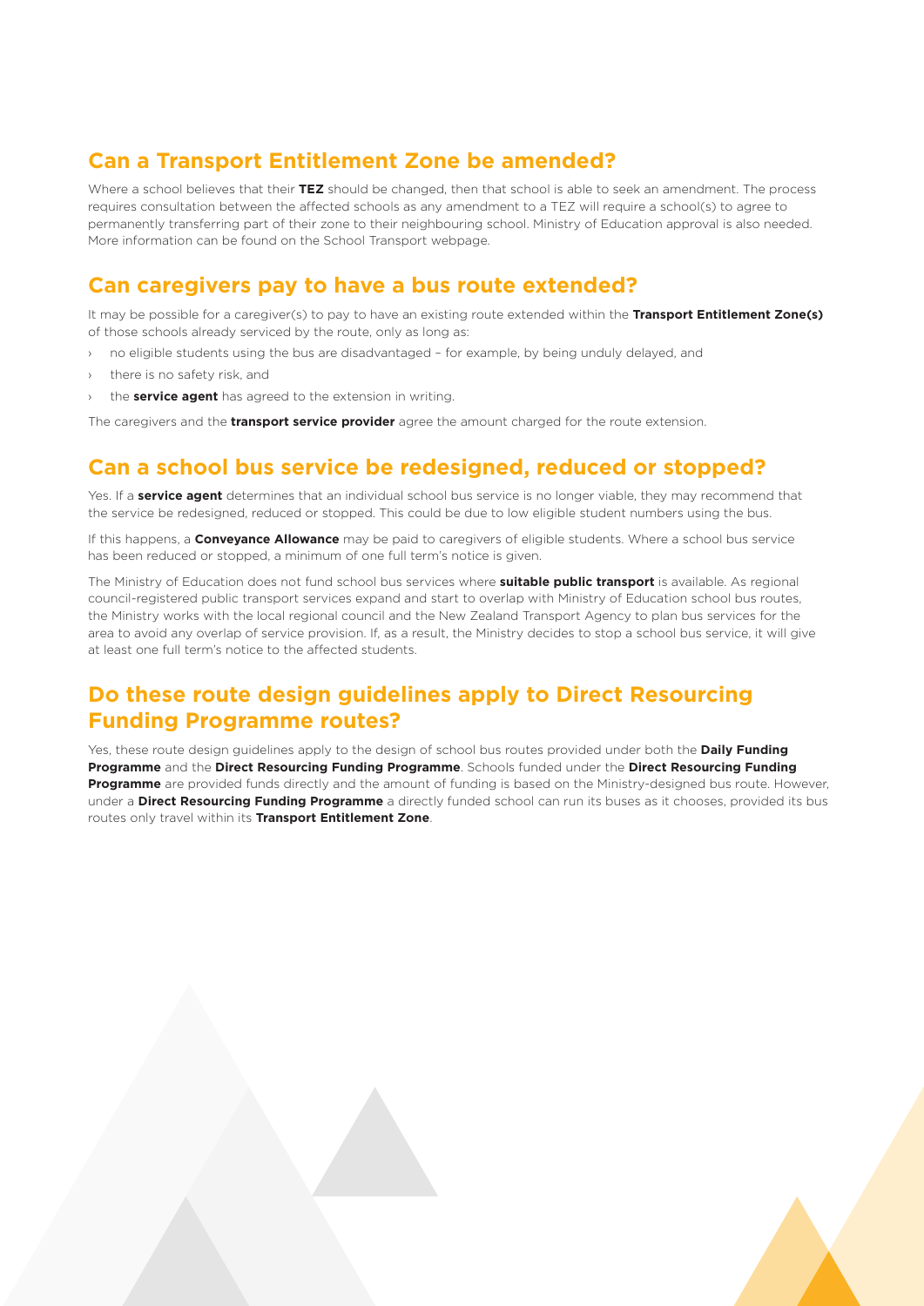## Can a Transport Entitlement Zone be amended?

Where a school believes that their **TEZ** should be changed, then that school is able to seek an amendment. The process requires consultation between the affected schools as any amendment to a TEZ will require a school(s) to agree to permanently transferring part of their zone to their neighbouring school. Ministry of Education approval is also needed. More information can be found on the School Transport webpage.

## Can caregivers pay to have a bus route extended?

It may be possible for a caregiver(s) to pay to have an existing route extended within the **Transport Entitlement Zone(s)** of those schools already serviced by the route, only as long as:

- no eligible students using the bus are disadvantaged – for example, by being unduly delayed, and
- there is no safety risk, and
- the **service agent** has agreed to the extension in writing.

The caregivers and the **transport service provider** agree the amount charged for the route extension.

## Can a school bus service be redesigned, reduced or stopped?

Yes. If a **service agent** determines that an individual school bus service is no longer viable, they may recommend that the service be redesigned, reduced or stopped. This could be due to low eligible student numbers using the bus.

If this happens, a **Conveyance Allowance** may be paid to caregivers of eligible students. Where a school bus service has been reduced or stopped, a minimum of one full term's notice is given.

The Ministry of Education does not fund school bus services where **suitable public transport** is available. As regional council-registered public transport services expand and start to overlap with Ministry of Education school bus routes, the Ministry works with the local regional council and the New Zealand Transport Agency to plan bus services for the area to avoid any overlap of service provision. If, as a result, the Ministry decides to stop a school bus service, it will give at least one full term's notice to the affected students.

## Do these route design guidelines apply to Direct Resourcing Funding Programme routes?

Yes, these route design guidelines apply to the design of school bus routes provided under both the **Daily Funding Programme** and the **Direct Resourcing Funding Programme**. Schools funded under the **Direct Resourcing Funding Programme** are provided funds directly and the amount of funding is based on the Ministry-designed bus route. However, under a **Direct Resourcing Funding Programme** a directly funded school can run its buses as it chooses, provided its bus routes only travel within its **Transport Entitlement Zone**.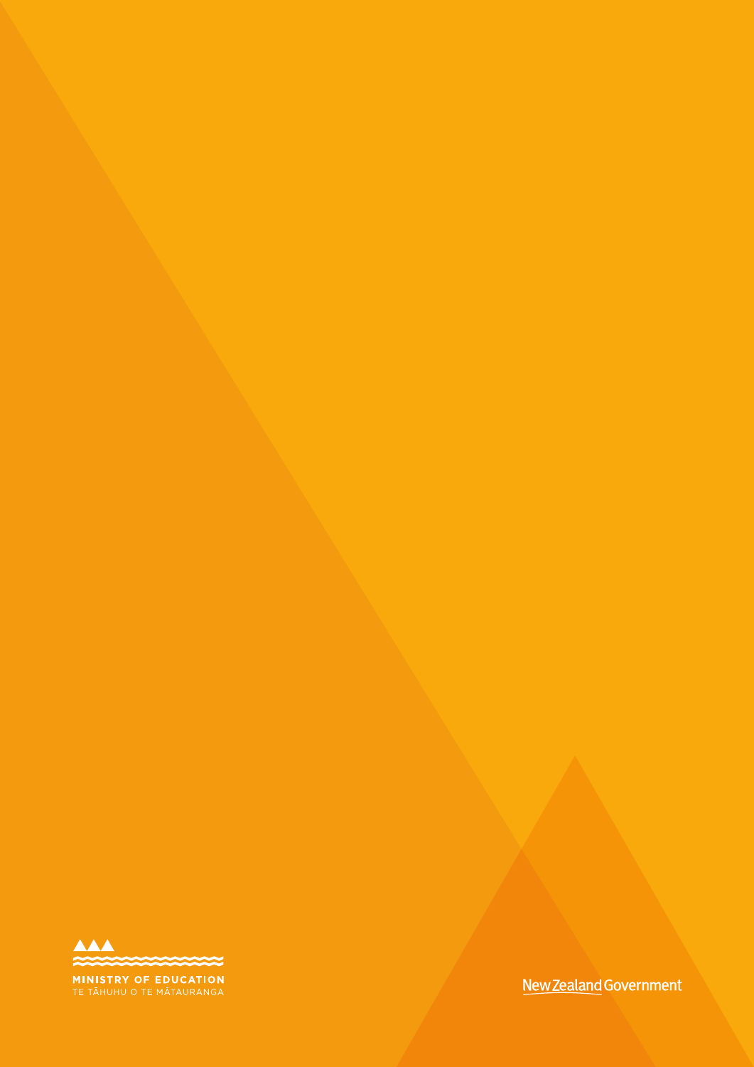MINISTRY OF EDUCATION
TE TĀHUHU O TE MĀTAURANGA

New Zealand Government